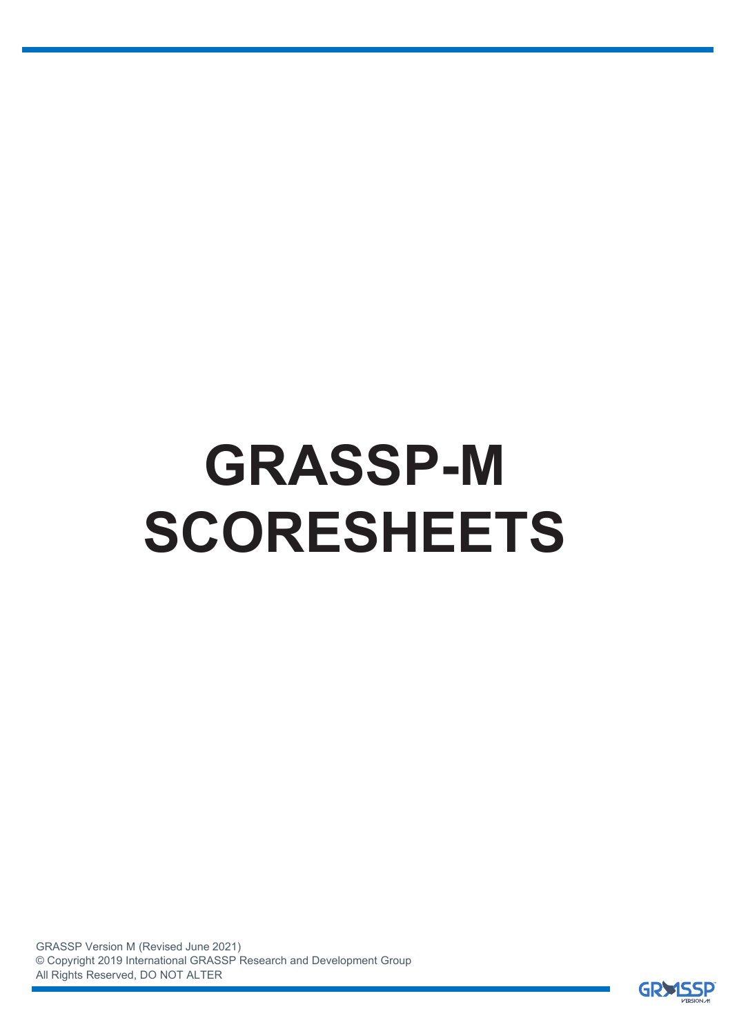# GRASSP-M SCORESHEETS

GRASSP Version M (Revised June 2021)
© Copyright 2019 International GRASSP Research and Development Group
All Rights Reserved, DO NOT ALTER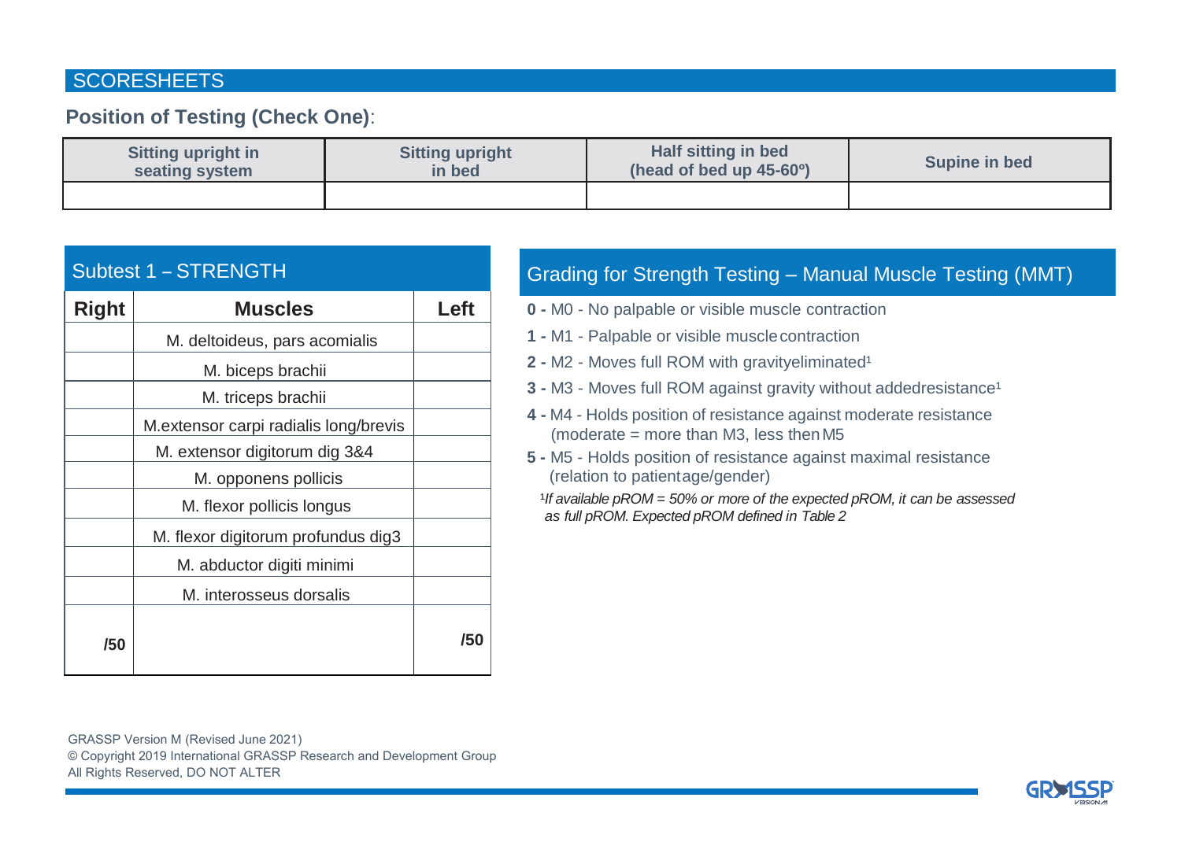## SCORESHEETS

**Position of Testing (Check One)**:

| Sitting upright in seating system | Sitting upright in bed | Half sitting in bed (head of bed up 45-60º) | Supine in bed |
|---|---|---|---|
| | | | |

### Subtest 1 – STRENGTH

| Right | Muscles | Left |
|---|---|---|
| | M. deltoideus, pars acomialis | |
| | M. biceps brachii | |
| | M. triceps brachii | |
| | M.extensor carpi radialis long/brevis | |
| | M. extensor digitorum dig 3&4 | |
| | M. opponens pollicis | |
| | M. flexor pollicis longus | |
| | M. flexor digitorum profundus dig3 | |
| | M. abductor digiti minimi | |
| | M. interosseus dorsalis | |
| **/50** | | **/50** |

### Grading for Strength Testing – Manual Muscle Testing (MMT)

**0 -** M0 - No palpable or visible muscle contraction

**1 -** M1 - Palpable or visible muscle contraction

**2 -** M2 - Moves full ROM with gravity eliminated[1]

**3 -** M3 - Moves full ROM against gravity without added resistance[1]

**4 -** M4 - Holds position of resistance against moderate resistance (moderate = more than M3, less then M5

**5 -** M5 - Holds position of resistance against maximal resistance (relation to patient age/gender)

[1] *If available pROM = 50% or more of the expected pROM, it can be assessed as full pROM. Expected pROM defined in Table 2*

GRASSP Version M (Revised June 2021)
© Copyright 2019 International GRASSP Research and Development Group
All Rights Reserved, DO NOT ALTER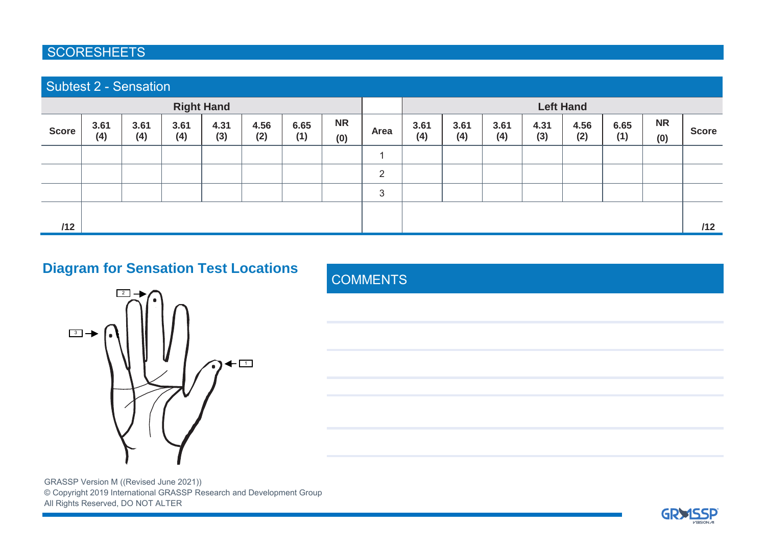## SCORESHEETS

### Subtest 2 - Sensation

| Right Hand | | | | | | | | | Left Hand | | | | | | | |
|---|---|---|---|---|---|---|---|---|---|---|---|---|---|---|---|---|
| Score | 3.61 (4) | 3.61 (4) | 3.61 (4) | 4.31 (3) | 4.56 (2) | 6.65 (1) | NR (0) | Area | 3.61 (4) | 3.61 (4) | 3.61 (4) | 4.31 (3) | 4.56 (2) | 6.65 (1) | NR (0) | Score |
| | | | | | | | | 1 | | | | | | | | |
| | | | | | | | | 2 | | | | | | | | |
| | | | | | | | | 3 | | | | | | | | |
| /12 | | | | | | | | | | | | | | | | /12 |

### Diagram for Sensation Test Locations

3 → 2 → ← 1

### COMMENTS

GRASSP Version M ((Revised June 2021))
© Copyright 2019 International GRASSP Research and Development Group
All Rights Reserved, DO NOT ALTER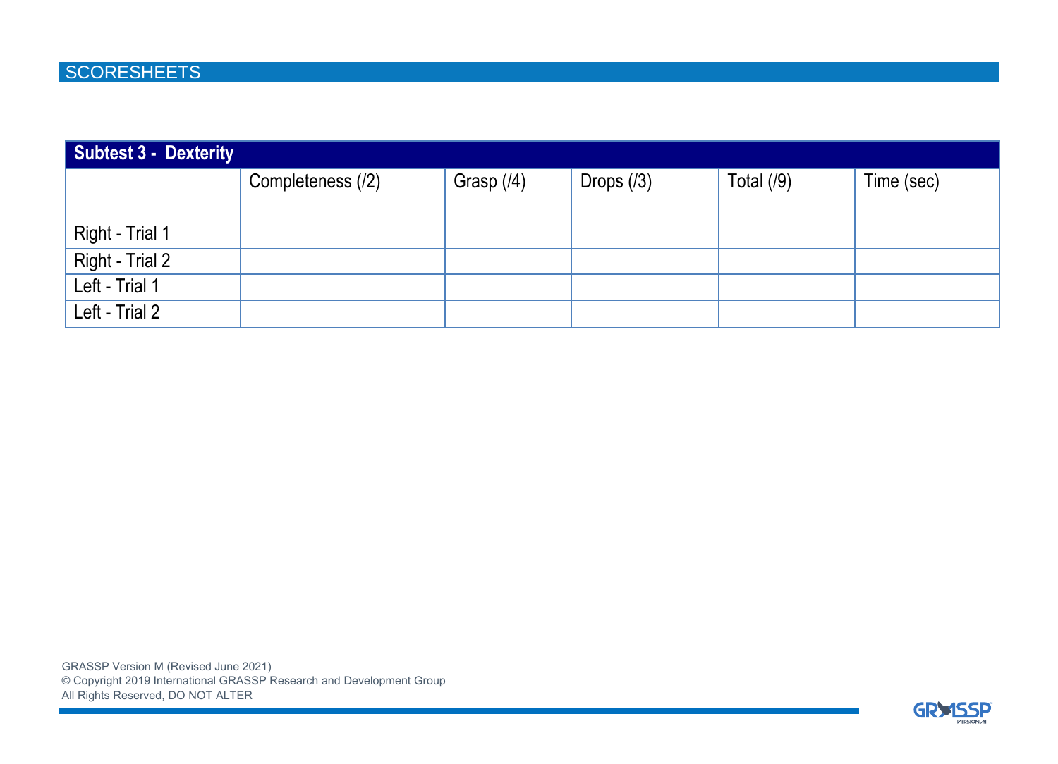## SCORESHEETS

| Subtest 3 - Dexterity | | | | | |
|---|---|---|---|---|---|
| | Completeness (/2) | Grasp (/4) | Drops (/3) | Total (/9) | Time (sec) |
| Right - Trial 1 | | | | | |
| Right - Trial 2 | | | | | |
| Left - Trial 1 | | | | | |
| Left - Trial 2 | | | | | |

GRASSP Version M (Revised June 2021)
© Copyright 2019 International GRASSP Research and Development Group
All Rights Reserved, DO NOT ALTER